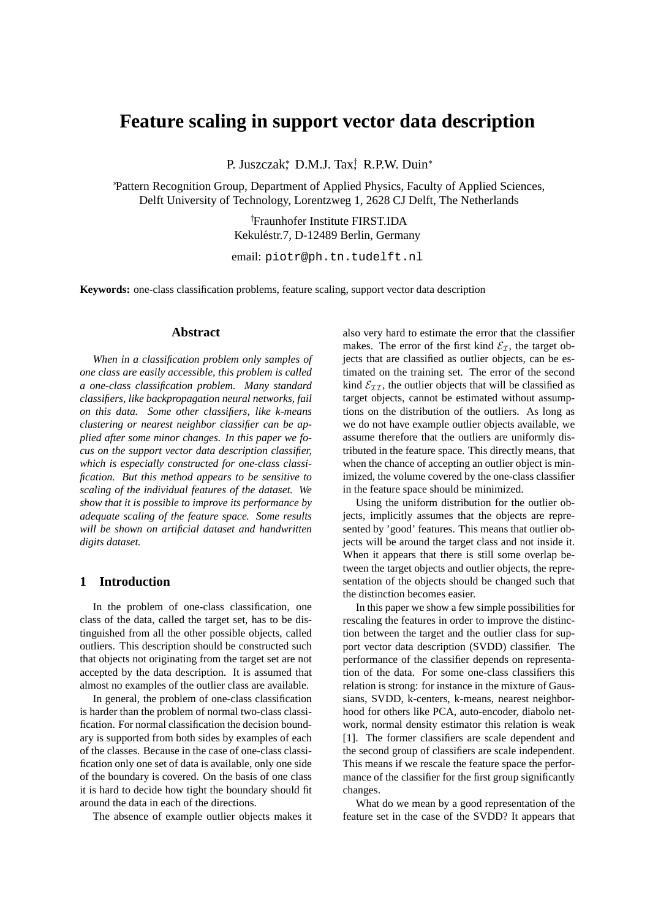# Feature scaling in support vector data description

P. Juszczak*, D.M.J. Tax†, R.P.W. Duin*

*Pattern Recognition Group, Department of Applied Physics, Faculty of Applied Sciences, Delft University of Technology, Lorentzweg 1, 2628 CJ Delft, The Netherlands

†Fraunhofer Institute FIRST.IDA
Kekuléstr.7, D-12489 Berlin, Germany

email: piotr@ph.tn.tudelft.nl

**Keywords:** one-class classification problems, feature scaling, support vector data description

## Abstract

*When in a classification problem only samples of one class are easily accessible, this problem is called a one-class classification problem. Many standard classifiers, like backpropagation neural networks, fail on this data. Some other classifiers, like k-means clustering or nearest neighbor classifier can be applied after some minor changes. In this paper we focus on the support vector data description classifier, which is especially constructed for one-class classification. But this method appears to be sensitive to scaling of the individual features of the dataset. We show that it is possible to improve its performance by adequate scaling of the feature space. Some results will be shown on artificial dataset and handwritten digits dataset.*

## 1 Introduction

In the problem of one-class classification, one class of the data, called the target set, has to be distinguished from all the other possible objects, called outliers. This description should be constructed such that objects not originating from the target set are not accepted by the data description. It is assumed that almost no examples of the outlier class are available.

In general, the problem of one-class classification is harder than the problem of normal two-class classification. For normal classification the decision boundary is supported from both sides by examples of each of the classes. Because in the case of one-class classification only one set of data is available, only one side of the boundary is covered. On the basis of one class it is hard to decide how tight the boundary should fit around the data in each of the directions.

The absence of example outlier objects makes it also very hard to estimate the error that the classifier makes. The error of the first kind $\mathcal{E}_{\mathcal{I}}$, the target objects that are classified as outlier objects, can be estimated on the training set. The error of the second kind $\mathcal{E}_{\mathcal{II}}$, the outlier objects that will be classified as target objects, cannot be estimated without assumptions on the distribution of the outliers. As long as we do not have example outlier objects available, we assume therefore that the outliers are uniformly distributed in the feature space. This directly means, that when the chance of accepting an outlier object is minimized, the volume covered by the one-class classifier in the feature space should be minimized.

Using the uniform distribution for the outlier objects, implicitly assumes that the objects are represented by 'good' features. This means that outlier objects will be around the target class and not inside it. When it appears that there is still some overlap between the target objects and outlier objects, the representation of the objects should be changed such that the distinction becomes easier.

In this paper we show a few simple possibilities for rescaling the features in order to improve the distinction between the target and the outlier class for support vector data description (SVDD) classifier. The performance of the classifier depends on representation of the data. For some one-class classifiers this relation is strong: for instance in the mixture of Gaussians, SVDD, k-centers, k-means, nearest neighborhood for others like PCA, auto-encoder, diabolo network, normal density estimator this relation is weak [1]. The former classifiers are scale dependent and the second group of classifiers are scale independent. This means if we rescale the feature space the performance of the classifier for the first group significantly changes.

What do we mean by a good representation of the feature set in the case of the SVDD? It appears that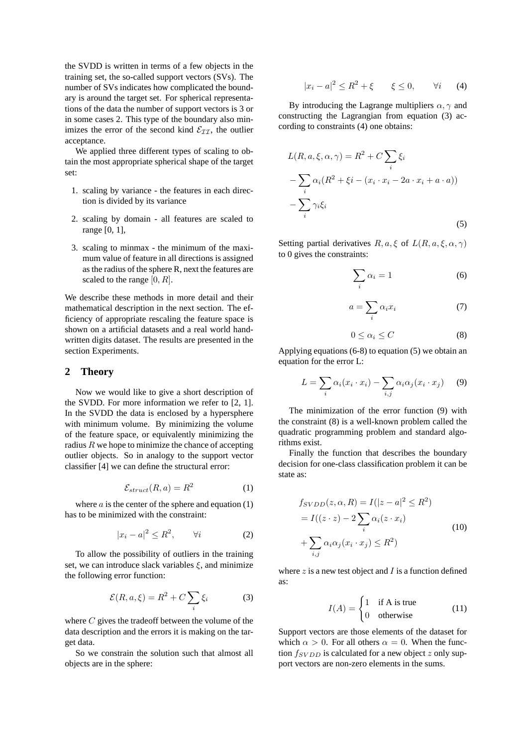the SVDD is written in terms of a few objects in the training set, the so-called support vectors (SVs). The number of SVs indicates how complicated the boundary is around the target set. For spherical representations of the data the number of support vectors is 3 or in some cases 2. This type of the boundary also minimizes the error of the second kind $\mathcal{E}_{\mathcal{II}}$, the outlier acceptance.

We applied three different types of scaling to obtain the most appropriate spherical shape of the target set:

1. scaling by variance - the features in each direction is divided by its variance
2. scaling by domain - all features are scaled to range [0, 1],
3. scaling to minmax - the minimum of the maximum value of feature in all directions is assigned as the radius of the sphere R, next the features are scaled to the range $[0, R]$.

We describe these methods in more detail and their mathematical description in the next section. The efficiency of appropriate rescaling the feature space is shown on a artificial datasets and a real world handwritten digits dataset. The results are presented in the section Experiments.

## 2 Theory

Now we would like to give a short description of the SVDD. For more information we refer to [2, 1]. In the SVDD the data is enclosed by a hypersphere with minimum volume. By minimizing the volume of the feature space, or equivalently minimizing the radius $R$ we hope to minimize the chance of accepting outlier objects. So in analogy to the support vector classifier [4] we can define the structural error:

$$\mathcal{E}_{struct}(R, a) = R^2 \tag{1}$$

where $a$ is the center of the sphere and equation (1) has to be minimized with the constraint:

$$|x_i - a|^2 \leq R^2, \qquad \forall i \tag{2}$$

To allow the possibility of outliers in the training set, we can introduce slack variables $\xi$, and minimize the following error function:

$$\mathcal{E}(R, a, \xi) = R^2 + C \sum_i \xi_i \tag{3}$$

where $C$ gives the tradeoff between the volume of the data description and the errors it is making on the target data.

So we constrain the solution such that almost all objects are in the sphere:

$$|x_i - a|^2 \leq R^2 + \xi \qquad \xi \leq 0, \qquad \forall i \tag{4}$$

By introducing the Lagrange multipliers $\alpha, \gamma$ and constructing the Lagrangian from equation (3) according to constraints (4) one obtains:

$$\begin{aligned} L(R, a, \xi, \alpha, \gamma) &= R^2 + C \sum_i \xi_i \\ &- \sum_i \alpha_i (R^2 + \xi i - (x_i \cdot x_i - 2a \cdot x_i + a \cdot a)) \\ &- \sum_i \gamma_i \xi_i \end{aligned} \tag{5}$$

Setting partial derivatives $R, a, \xi$ of $L(R, a, \xi, \alpha, \gamma)$ to 0 gives the constraints:

$$\sum_i \alpha_i = 1 \tag{6}$$

$$a = \sum_i \alpha_i x_i \tag{7}$$

$$0 \leq \alpha_i \leq C \tag{8}$$

Applying equations (6-8) to equation (5) we obtain an equation for the error L:

$$L = \sum_i \alpha_i (x_i \cdot x_i) - \sum_{i,j} \alpha_i \alpha_j (x_i \cdot x_j) \tag{9}$$

The minimization of the error function (9) with the constraint (8) is a well-known problem called the quadratic programming problem and standard algorithms exist.

Finally the function that describes the boundary decision for one-class classification problem it can be state as:

$$\begin{aligned} f_{SVDD}(z, \alpha, R) &= I(|z - a|^2 \leq R^2) \\ &= I((z \cdot z) - 2 \sum_i \alpha_i (z \cdot x_i) \\ &+ \sum_{i,j} \alpha_i \alpha_j (x_i \cdot x_j) \leq R^2) \end{aligned} \tag{10}$$

where $z$ is a new test object and $I$ is a function defined as:

$$I(A) = \begin{cases} 1 & \text{if A is true} \\ 0 & \text{otherwise} \end{cases} \tag{11}$$

Support vectors are those elements of the dataset for which $\alpha > 0$. For all others $\alpha = 0$. When the function $f_{SVDD}$ is calculated for a new object $z$ only support vectors are non-zero elements in the sums.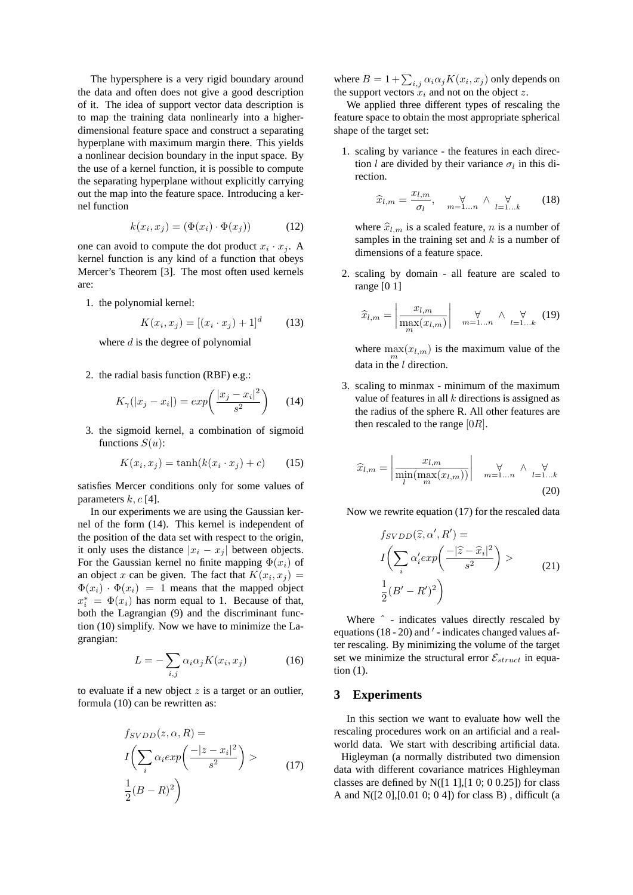The hypersphere is a very rigid boundary around the data and often does not give a good description of it. The idea of support vector data description is to map the training data nonlinearly into a higher-dimensional feature space and construct a separating hyperplane with maximum margin there. This yields a nonlinear decision boundary in the input space. By the use of a kernel function, it is possible to compute the separating hyperplane without explicitly carrying out the map into the feature space. Introducing a kernel function

$$k(x_i, x_j) = (\Phi(x_i) \cdot \Phi(x_j)) \tag{12}$$

one can avoid to compute the dot product $x_i \cdot x_j$. A kernel function is any kind of a function that obeys Mercer's Theorem [3]. The most often used kernels are:

1. the polynomial kernel:

   $$K(x_i, x_j) = [(x_i \cdot x_j) + 1]^d \tag{13}$$

   where $d$ is the degree of polynomial

2. the radial basis function (RBF) e.g.:

   $$K_\gamma(|x_j - x_i|) = exp\left(\frac{|x_j - x_i|^2}{s^2}\right) \tag{14}$$

3. the sigmoid kernel, a combination of sigmoid functions $S(u)$:

   $$K(x_i, x_j) = \tanh(k(x_i \cdot x_j) + c) \tag{15}$$

satisfies Mercer conditions only for some values of parameters $k, c$ [4].

In our experiments we are using the Gaussian kernel of the form (14). This kernel is independent of the position of the data set with respect to the origin, it only uses the distance $|x_i - x_j|$ between objects. For the Gaussian kernel no finite mapping $\Phi(x_i)$ of an object $x$ can be given. The fact that $K(x_i, x_j) = \Phi(x_i) \cdot \Phi(x_i) = 1$ means that the mapped object $x_i^* = \Phi(x_i)$ has norm equal to 1. Because of that, both the Lagrangian (9) and the discriminant function (10) simplify. Now we have to minimize the Lagrangian:

$$L = -\sum_{i,j} \alpha_i \alpha_j K(x_i, x_j) \tag{16}$$

to evaluate if a new object $z$ is a target or an outlier, formula (10) can be rewritten as:

$$\begin{aligned} &f_{SVDD}(z, \alpha, R) = \\ &I\left(\sum_i \alpha_i exp\left(\frac{-|z - x_i|^2}{s^2}\right) > \right. \\ &\left.\frac{1}{2}(B - R)^2\right) \end{aligned} \tag{17}$$

where $B = 1 + \sum_{i,j} \alpha_i \alpha_j K(x_i, x_j)$ only depends on the support vectors $x_i$ and not on the object $z$.

We applied three different types of rescaling the feature space to obtain the most appropriate spherical shape of the target set:

1. scaling by variance - the features in each direction $l$ are divided by their variance $\sigma_l$ in this direction.

   $$\widehat{x}_{l,m} = \frac{x_{l,m}}{\sigma_l}, \quad \underset{m=1\ldots n}{\forall} \wedge \underset{l=1\ldots k}{\forall} \tag{18}$$

   where $\widehat{x}_{l,m}$ is a scaled feature, $n$ is a number of samples in the training set and $k$ is a number of dimensions of a feature space.

2. scaling by domain - all feature are scaled to range [0 1]

   $$\widehat{x}_{l,m} = \left|\frac{x_{l,m}}{\max\limits_m(x_{l,m})}\right| \quad \underset{m=1\ldots n}{\forall} \wedge \underset{l=1\ldots k}{\forall} \tag{19}$$

   where $\max\limits_m(x_{l,m})$ is the maximum value of the data in the $l$ direction.

3. scaling to minmax - minimum of the maximum value of features in all $k$ directions is assigned as the radius of the sphere R. All other features are then rescaled to the range $[0R]$.

   $$\widehat{x}_{l,m} = \left|\frac{x_{l,m}}{\min\limits_l(\max\limits_m(x_{l,m}))}\right| \quad \underset{m=1\ldots n}{\forall} \wedge \underset{l=1\ldots k}{\forall} \tag{20}$$

Now we rewrite equation (17) for the rescaled data

$$\begin{aligned} &f_{SVDD}(\widehat{z}, \alpha', R') = \\ &I\left(\sum_i \alpha'_i exp\left(\frac{-|\widehat{z} - \widehat{x}_i|^2}{s^2}\right) > \right. \\ &\left.\frac{1}{2}(B' - R')^2\right) \end{aligned} \tag{21}$$

Where $\widehat{}$ - indicates values directly rescaled by equations (18 - 20) and $'$ - indicates changed values after rescaling. By minimizing the volume of the target set we minimize the structural error $\mathcal{E}_{struct}$ in equation (1).

## 3 Experiments

In this section we want to evaluate how well the rescaling procedures work on an artificial and a real-world data. We start with describing artificial data.

Higleyman (a normally distributed two dimension data with different covariance matrices Highleyman classes are defined by N([1 1],[1 0; 0 0.25]) for class A and N([2 0],[0.01 0; 0 4]) for class B) , difficult (a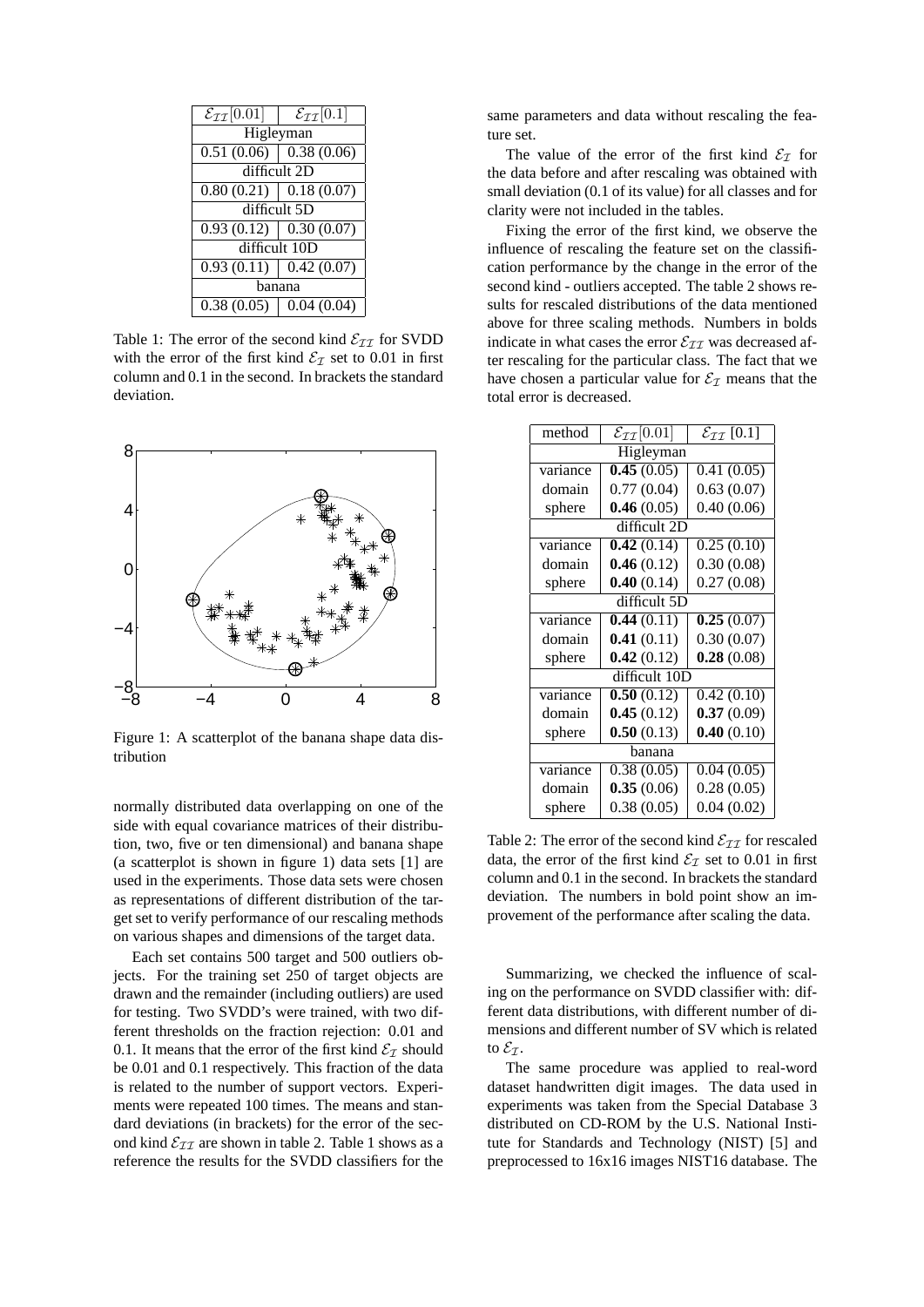| $\mathcal{E}_{\mathcal{II}}[0.01]$ | $\mathcal{E}_{\mathcal{II}}[0.1]$ |
|---|---|
| Higleyman | |
| 0.51 (0.06) | 0.38 (0.06) |
| difficult 2D | |
| 0.80 (0.21) | 0.18 (0.07) |
| difficult 5D | |
| 0.93 (0.12) | 0.30 (0.07) |
| difficult 10D | |
| 0.93 (0.11) | 0.42 (0.07) |
| banana | |
| 0.38 (0.05) | 0.04 (0.04) |

Table 1: The error of the second kind $\mathcal{E}_{\mathcal{II}}$ for SVDD with the error of the first kind $\mathcal{E}_{\mathcal{I}}$ set to 0.01 in first column and 0.1 in the second. In brackets the standard deviation.

Figure 1: A scatterplot of the banana shape data distribution

normally distributed data overlapping on one of the side with equal covariance matrices of their distribution, two, five or ten dimensional) and banana shape (a scatterplot is shown in figure 1) data sets [1] are used in the experiments. Those data sets were chosen as representations of different distribution of the target set to verify performance of our rescaling methods on various shapes and dimensions of the target data.

Each set contains 500 target and 500 outliers objects. For the training set 250 of target objects are drawn and the remainder (including outliers) are used for testing. Two SVDD's were trained, with two different thresholds on the fraction rejection: 0.01 and 0.1. It means that the error of the first kind $\mathcal{E}_{\mathcal{I}}$ should be 0.01 and 0.1 respectively. This fraction of the data is related to the number of support vectors. Experiments were repeated 100 times. The means and standard deviations (in brackets) for the error of the second kind $\mathcal{E}_{\mathcal{II}}$ are shown in table 2. Table 1 shows as a reference the results for the SVDD classifiers for the same parameters and data without rescaling the feature set.

The value of the error of the first kind $\mathcal{E}_{\mathcal{I}}$ for the data before and after rescaling was obtained with small deviation (0.1 of its value) for all classes and for clarity were not included in the tables.

Fixing the error of the first kind, we observe the influence of rescaling the feature set on the classification performance by the change in the error of the second kind - outliers accepted. The table 2 shows results for rescaled distributions of the data mentioned above for three scaling methods. Numbers in bolds indicate in what cases the error $\mathcal{E}_{\mathcal{II}}$ was decreased after rescaling for the particular class. The fact that we have chosen a particular value for $\mathcal{E}_{\mathcal{I}}$ means that the total error is decreased.

| method | $\mathcal{E}_{\mathcal{II}}[0.01]$ | $\mathcal{E}_{\mathcal{II}}$ [0.1] |
|---|---|---|
| Higleyman | | |
| variance | **0.45** (0.05) | 0.41 (0.05) |
| domain | 0.77 (0.04) | 0.63 (0.07) |
| sphere | **0.46** (0.05) | 0.40 (0.06) |
| difficult 2D | | |
| variance | **0.42** (0.14) | 0.25 (0.10) |
| domain | **0.46** (0.12) | 0.30 (0.08) |
| sphere | **0.40** (0.14) | 0.27 (0.08) |
| difficult 5D | | |
| variance | **0.44** (0.11) | **0.25** (0.07) |
| domain | **0.41** (0.11) | 0.30 (0.07) |
| sphere | **0.42** (0.12) | **0.28** (0.08) |
| difficult 10D | | |
| variance | **0.50** (0.12) | 0.42 (0.10) |
| domain | **0.45** (0.12) | **0.37** (0.09) |
| sphere | **0.50** (0.13) | **0.40** (0.10) |
| banana | | |
| variance | 0.38 (0.05) | 0.04 (0.05) |
| domain | **0.35** (0.06) | 0.28 (0.05) |
| sphere | 0.38 (0.05) | 0.04 (0.02) |

Table 2: The error of the second kind $\mathcal{E}_{\mathcal{II}}$ for rescaled data, the error of the first kind $\mathcal{E}_{\mathcal{I}}$ set to 0.01 in first column and 0.1 in the second. In brackets the standard deviation. The numbers in bold point show an improvement of the performance after scaling the data.

Summarizing, we checked the influence of scaling on the performance on SVDD classifier with: different data distributions, with different number of dimensions and different number of SV which is related to $\mathcal{E}_{\mathcal{I}}$.

The same procedure was applied to real-word dataset handwritten digit images. The data used in experiments was taken from the Special Database 3 distributed on CD-ROM by the U.S. National Institute for Standards and Technology (NIST) [5] and preprocessed to 16x16 images NIST16 database. The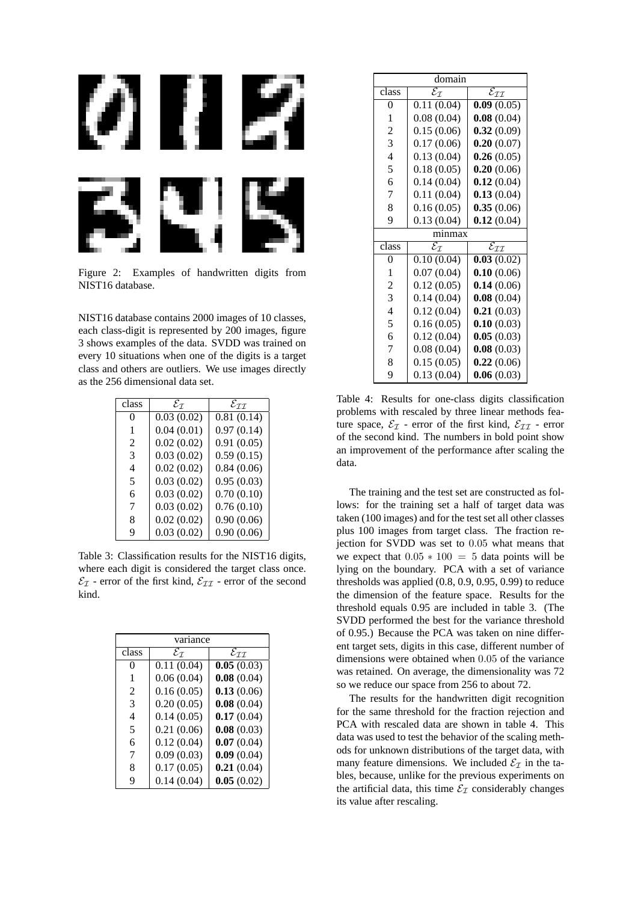Figure 2: Examples of handwritten digits from NIST16 database.

NIST16 database contains 2000 images of 10 classes, each class-digit is represented by 200 images, figure 3 shows examples of the data. SVDD was trained on every 10 situations when one of the digits is a target class and others are outliers. We use images directly as the 256 dimensional data set.

| class | $\mathcal{E}_{\mathcal{I}}$ | $\mathcal{E}_{\mathcal{II}}$ |
|---|---|---|
| 0 | 0.03 (0.02) | 0.81 (0.14) |
| 1 | 0.04 (0.01) | 0.97 (0.14) |
| 2 | 0.02 (0.02) | 0.91 (0.05) |
| 3 | 0.03 (0.02) | 0.59 (0.15) |
| 4 | 0.02 (0.02) | 0.84 (0.06) |
| 5 | 0.03 (0.02) | 0.95 (0.03) |
| 6 | 0.03 (0.02) | 0.70 (0.10) |
| 7 | 0.03 (0.02) | 0.76 (0.10) |
| 8 | 0.02 (0.02) | 0.90 (0.06) |
| 9 | 0.03 (0.02) | 0.90 (0.06) |

Table 3: Classification results for the NIST16 digits, where each digit is considered the target class once. $\mathcal{E}_{\mathcal{I}}$ - error of the first kind, $\mathcal{E}_{\mathcal{II}}$ - error of the second kind.

| variance | | |
|---|---|---|
| class | $\mathcal{E}_{\mathcal{I}}$ | $\mathcal{E}_{\mathcal{II}}$ |
| 0 | 0.11 (0.04) | **0.05** (0.03) |
| 1 | 0.06 (0.04) | **0.08** (0.04) |
| 2 | 0.16 (0.05) | **0.13** (0.06) |
| 3 | 0.20 (0.05) | **0.08** (0.04) |
| 4 | 0.14 (0.05) | **0.17** (0.04) |
| 5 | 0.21 (0.06) | **0.08** (0.03) |
| 6 | 0.12 (0.04) | **0.07** (0.04) |
| 7 | 0.09 (0.03) | **0.09** (0.04) |
| 8 | 0.17 (0.05) | **0.21** (0.04) |
| 9 | 0.14 (0.04) | **0.05** (0.02) |

| domain | | |
|---|---|---|
| class | $\mathcal{E}_{\mathcal{I}}$ | $\mathcal{E}_{\mathcal{II}}$ |
| 0 | 0.11 (0.04) | **0.09** (0.05) |
| 1 | 0.08 (0.04) | **0.08** (0.04) |
| 2 | 0.15 (0.06) | **0.32** (0.09) |
| 3 | 0.17 (0.06) | **0.20** (0.07) |
| 4 | 0.13 (0.04) | **0.26** (0.05) |
| 5 | 0.18 (0.05) | **0.20** (0.06) |
| 6 | 0.14 (0.04) | **0.12** (0.04) |
| 7 | 0.11 (0.04) | **0.13** (0.04) |
| 8 | 0.16 (0.05) | **0.35** (0.06) |
| 9 | 0.13 (0.04) | **0.12** (0.04) |
| minmax | | |
| class | $\mathcal{E}_{\mathcal{I}}$ | $\mathcal{E}_{\mathcal{II}}$ |
| 0 | 0.10 (0.04) | **0.03** (0.02) |
| 1 | 0.07 (0.04) | **0.10** (0.06) |
| 2 | 0.12 (0.05) | **0.14** (0.06) |
| 3 | 0.14 (0.04) | **0.08** (0.04) |
| 4 | 0.12 (0.04) | **0.21** (0.03) |
| 5 | 0.16 (0.05) | **0.10** (0.03) |
| 6 | 0.12 (0.04) | **0.05** (0.03) |
| 7 | 0.08 (0.04) | **0.08** (0.03) |
| 8 | 0.15 (0.05) | **0.22** (0.06) |
| 9 | 0.13 (0.04) | **0.06** (0.03) |

Table 4: Results for one-class digits classification problems with rescaled by three linear methods feature space, $\mathcal{E}_{\mathcal{I}}$ - error of the first kind, $\mathcal{E}_{\mathcal{II}}$ - error of the second kind. The numbers in bold point show an improvement of the performance after scaling the data.

The training and the test set are constructed as follows: for the training set a half of target data was taken (100 images) and for the test set all other classes plus 100 images from target class. The fraction rejection for SVDD was set to 0.05 what means that we expect that $0.05 * 100 = 5$ data points will be lying on the boundary. PCA with a set of variance thresholds was applied (0.8, 0.9, 0.95, 0.99) to reduce the dimension of the feature space. Results for the threshold equals 0.95 are included in table 3. (The SVDD performed the best for the variance threshold of 0.95.) Because the PCA was taken on nine different target sets, digits in this case, different number of dimensions were obtained when 0.05 of the variance was retained. On average, the dimensionality was 72 so we reduce our space from 256 to about 72.

The results for the handwritten digit recognition for the same threshold for the fraction rejection and PCA with rescaled data are shown in table 4. This data was used to test the behavior of the scaling methods for unknown distributions of the target data, with many feature dimensions. We included $\mathcal{E}_{\mathcal{I}}$ in the tables, because, unlike for the previous experiments on the artificial data, this time $\mathcal{E}_{\mathcal{I}}$ considerably changes its value after rescaling.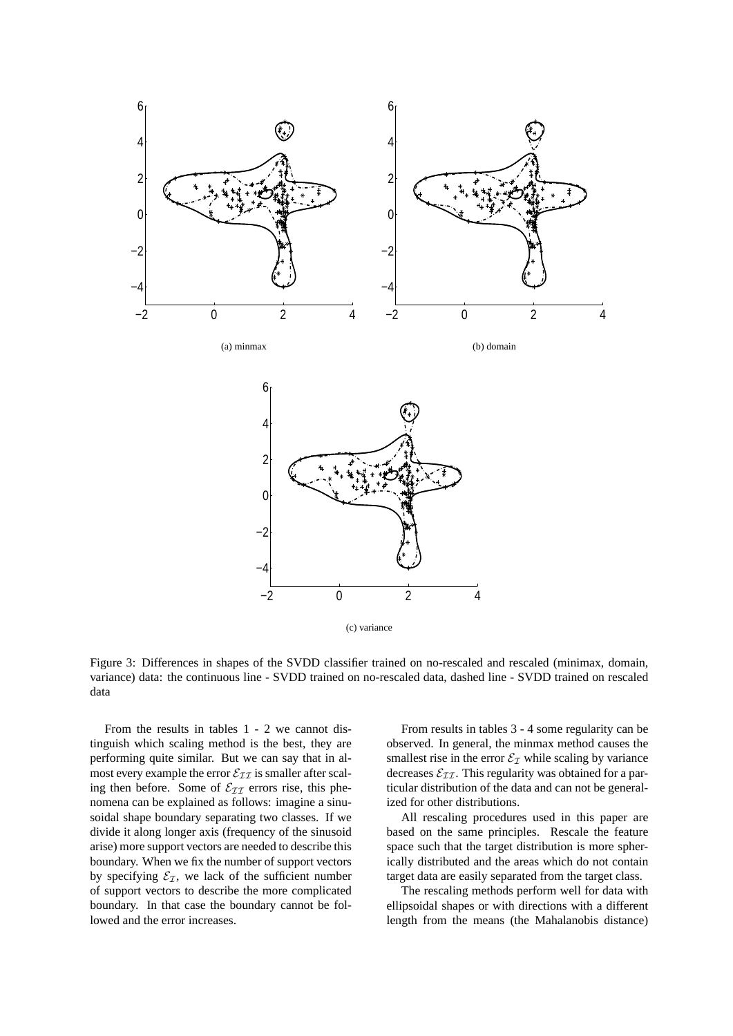(a) minmax

(b) domain

(c) variance

Figure 3: Differences in shapes of the SVDD classifier trained on no-rescaled and rescaled (minimax, domain, variance) data: the continuous line - SVDD trained on no-rescaled data, dashed line - SVDD trained on rescaled data

From the results in tables 1 - 2 we cannot distinguish which scaling method is the best, they are performing quite similar. But we can say that in almost every example the error $\mathcal{E}_{\mathcal{II}}$ is smaller after scaling then before. Some of $\mathcal{E}_{\mathcal{II}}$ errors rise, this phenomena can be explained as follows: imagine a sinusoidal shape boundary separating two classes. If we divide it along longer axis (frequency of the sinusoid arise) more support vectors are needed to describe this boundary. When we fix the number of support vectors by specifying $\mathcal{E}_{\mathcal{I}}$, we lack of the sufficient number of support vectors to describe the more complicated boundary. In that case the boundary cannot be followed and the error increases.

From results in tables 3 - 4 some regularity can be observed. In general, the minmax method causes the smallest rise in the error $\mathcal{E}_{\mathcal{I}}$ while scaling by variance decreases $\mathcal{E}_{\mathcal{II}}$. This regularity was obtained for a particular distribution of the data and can not be generalized for other distributions.

All rescaling procedures used in this paper are based on the same principles. Rescale the feature space such that the target distribution is more spherically distributed and the areas which do not contain target data are easily separated from the target class.

The rescaling methods perform well for data with ellipsoidal shapes or with directions with a different length from the means (the Mahalanobis distance)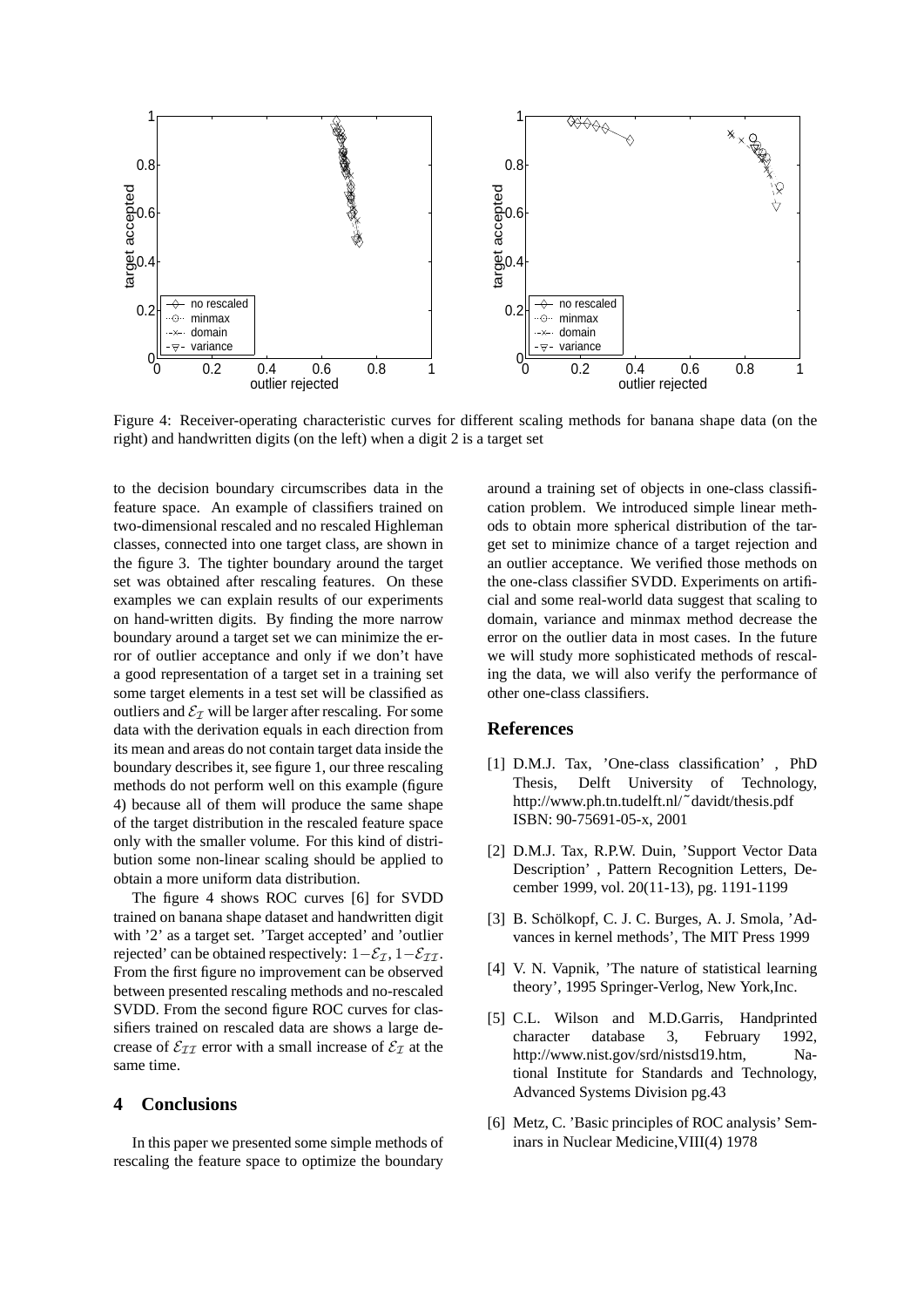target accepted

outlier rejected

1
0.8
0.6
0.4
0.2
0

0 0.2 0.4 0.6 0.8 1

no rescaled
minmax
domain
variance

target accepted

outlier rejected

1
0.8
0.6
0.4
0.2
0

0 0.2 0.4 0.6 0.8 1

no rescaled
minmax
domain
variance

Figure 4: Receiver-operating characteristic curves for different scaling methods for banana shape data (on the right) and handwritten digits (on the left) when a digit 2 is a target set

to the decision boundary circumscribes data in the feature space. An example of classifiers trained on two-dimensional rescaled and no rescaled Highleman classes, connected into one target class, are shown in the figure 3. The tighter boundary around the target set was obtained after rescaling features. On these examples we can explain results of our experiments on hand-written digits. By finding the more narrow boundary around a target set we can minimize the error of outlier acceptance and only if we don't have a good representation of a target set in a training set some target elements in a test set will be classified as outliers and $\mathcal{E}_{\mathcal{I}}$ will be larger after rescaling. For some data with the derivation equals in each direction from its mean and areas do not contain target data inside the boundary describes it, see figure 1, our three rescaling methods do not perform well on this example (figure 4) because all of them will produce the same shape of the target distribution in the rescaled feature space only with the smaller volume. For this kind of distribution some non-linear scaling should be applied to obtain a more uniform data distribution.

The figure 4 shows ROC curves [6] for SVDD trained on banana shape dataset and handwritten digit with '2' as a target set. 'Target accepted' and 'outlier rejected' can be obtained respectively: $1-\mathcal{E}_{\mathcal{I}}, 1-\mathcal{E}_{\mathcal{II}}$. From the first figure no improvement can be observed between presented rescaling methods and no-rescaled SVDD. From the second figure ROC curves for classifiers trained on rescaled data are shows a large decrease of $\mathcal{E}_{\mathcal{II}}$ error with a small increase of $\mathcal{E}_{\mathcal{I}}$ at the same time.

## 4 Conclusions

In this paper we presented some simple methods of rescaling the feature space to optimize the boundary around a training set of objects in one-class classification problem. We introduced simple linear methods to obtain more spherical distribution of the target set to minimize chance of a target rejection and an outlier acceptance. We verified those methods on the one-class classifier SVDD. Experiments on artificial and some real-world data suggest that scaling to domain, variance and minmax method decrease the error on the outlier data in most cases. In the future we will study more sophisticated methods of rescaling the data, we will also verify the performance of other one-class classifiers.

## References

[1] D.M.J. Tax, 'One-class classification' , PhD Thesis, Delft University of Technology, http://www.ph.tn.tudelft.nl/~davidt/thesis.pdf ISBN: 90-75691-05-x, 2001

[2] D.M.J. Tax, R.P.W. Duin, 'Support Vector Data Description' , Pattern Recognition Letters, December 1999, vol. 20(11-13), pg. 1191-1199

[3] B. Schölkopf, C. J. C. Burges, A. J. Smola, 'Advances in kernel methods', The MIT Press 1999

[4] V. N. Vapnik, 'The nature of statistical learning theory', 1995 Springer-Verlog, New York,Inc.

[5] C.L. Wilson and M.D.Garris, Handprinted character database 3, February 1992, http://www.nist.gov/srd/nistsd19.htm, National Institute for Standards and Technology, Advanced Systems Division pg.43

[6] Metz, C. 'Basic principles of ROC analysis' Seminars in Nuclear Medicine,VIII(4) 1978